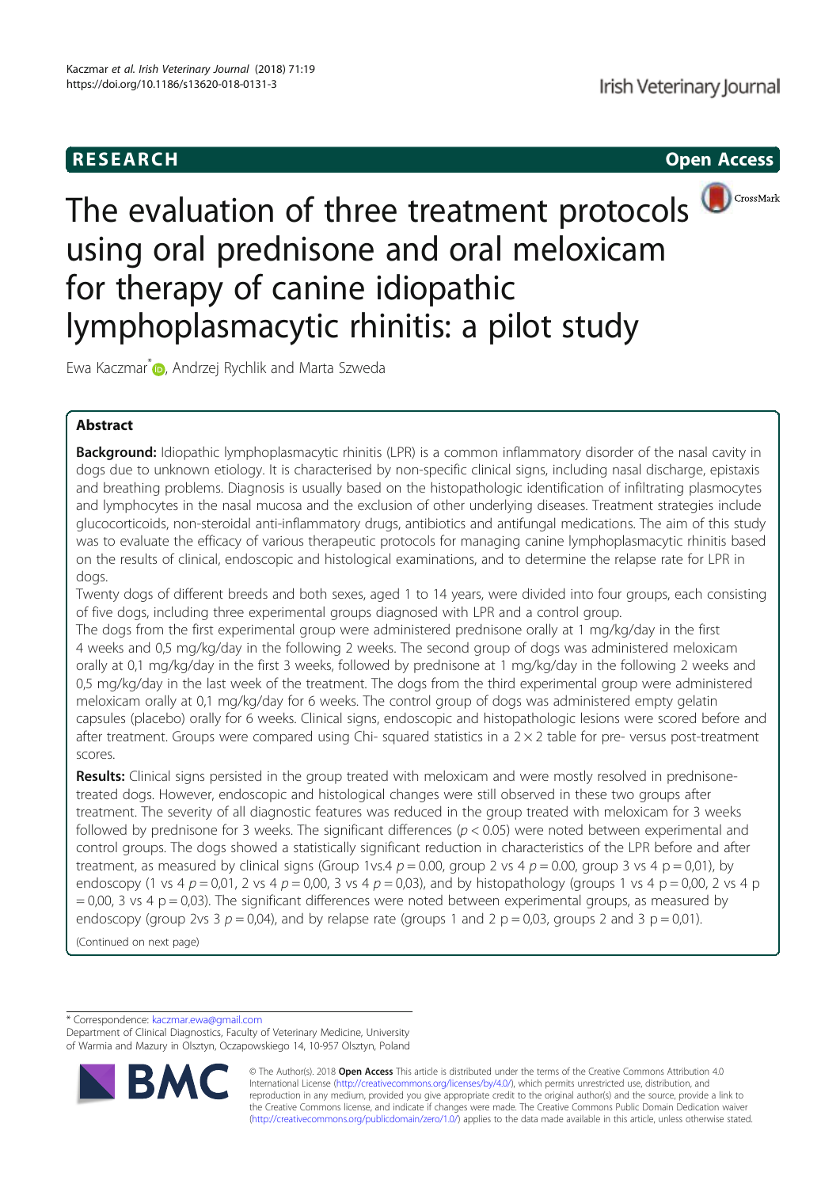RESEARCH

Open Access

# The evaluation of three treatment protocols using oral prednisone and oral meloxicam for therapy of canine idiopathic lymphoplasmacytic rhinitis: a pilot study

Ewa Kaczmar*, Andrzej Rychlik and Marta Szweda

## Abstract

**Background:** Idiopathic lymphoplasmacytic rhinitis (LPR) is a common inflammatory disorder of the nasal cavity in dogs due to unknown etiology. It is characterised by non-specific clinical signs, including nasal discharge, epistaxis and breathing problems. Diagnosis is usually based on the histopathologic identification of infiltrating plasmocytes and lymphocytes in the nasal mucosa and the exclusion of other underlying diseases. Treatment strategies include glucocorticoids, non-steroidal anti-inflammatory drugs, antibiotics and antifungal medications. The aim of this study was to evaluate the efficacy of various therapeutic protocols for managing canine lymphoplasmacytic rhinitis based on the results of clinical, endoscopic and histological examinations, and to determine the relapse rate for LPR in dogs.

Twenty dogs of different breeds and both sexes, aged 1 to 14 years, were divided into four groups, each consisting of five dogs, including three experimental groups diagnosed with LPR and a control group.

The dogs from the first experimental group were administered prednisone orally at 1 mg/kg/day in the first 4 weeks and 0,5 mg/kg/day in the following 2 weeks. The second group of dogs was administered meloxicam orally at 0,1 mg/kg/day in the first 3 weeks, followed by prednisone at 1 mg/kg/day in the following 2 weeks and 0,5 mg/kg/day in the last week of the treatment. The dogs from the third experimental group were administered meloxicam orally at 0,1 mg/kg/day for 6 weeks. The control group of dogs was administered empty gelatin capsules (placebo) orally for 6 weeks. Clinical signs, endoscopic and histopathologic lesions were scored before and after treatment. Groups were compared using Chi- squared statistics in a $2 \times 2$ table for pre- versus post-treatment scores.

**Results:** Clinical signs persisted in the group treated with meloxicam and were mostly resolved in prednisone-treated dogs. However, endoscopic and histological changes were still observed in these two groups after treatment. The severity of all diagnostic features was reduced in the group treated with meloxicam for 3 weeks followed by prednisone for 3 weeks. The significant differences ($p < 0.05$) were noted between experimental and control groups. The dogs showed a statistically significant reduction in characteristics of the LPR before and after treatment, as measured by clinical signs (Group 1vs.4 $p = 0.00$, group 2 vs 4 $p = 0.00$, group 3 vs 4 p = 0,01), by endoscopy (1 vs 4 $p = 0{,}01$, 2 vs 4 $p = 0{,}00$, 3 vs 4 $p = 0{,}03$), and by histopathology (groups 1 vs 4 p = 0,00, 2 vs 4 p = 0,00, 3 vs 4 p = 0,03). The significant differences were noted between experimental groups, as measured by endoscopy (group 2vs 3 $p = 0{,}04$), and by relapse rate (groups 1 and 2 p = 0,03, groups 2 and 3 p = 0,01).

(Continued on next page)

\* Correspondence: kaczmar.ewa@gmail.com
Department of Clinical Diagnostics, Faculty of Veterinary Medicine, University of Warmia and Mazury in Olsztyn, Oczapowskiego 14, 10-957 Olsztyn, Poland

© The Author(s). 2018 **Open Access** This article is distributed under the terms of the Creative Commons Attribution 4.0 International License (http://creativecommons.org/licenses/by/4.0/), which permits unrestricted use, distribution, and reproduction in any medium, provided you give appropriate credit to the original author(s) and the source, provide a link to the Creative Commons license, and indicate if changes were made. The Creative Commons Public Domain Dedication waiver (http://creativecommons.org/publicdomain/zero/1.0/) applies to the data made available in this article, unless otherwise stated.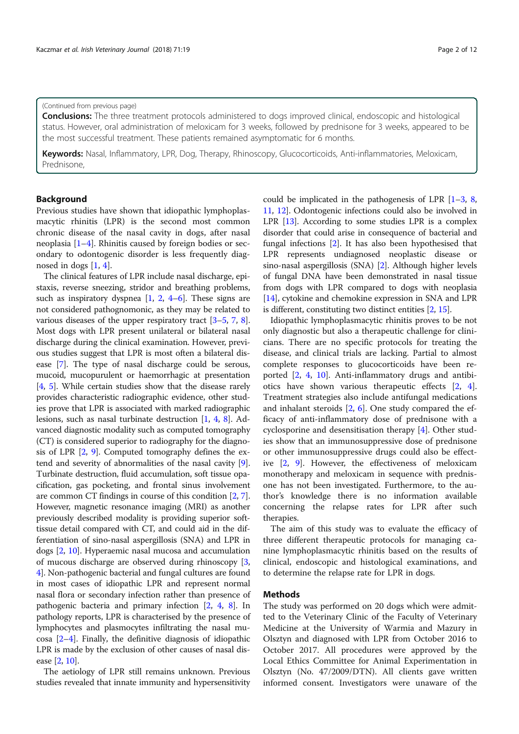(Continued from previous page)

**Conclusions:** The three treatment protocols administered to dogs improved clinical, endoscopic and histological status. However, oral administration of meloxicam for 3 weeks, followed by prednisone for 3 weeks, appeared to be the most successful treatment. These patients remained asymptomatic for 6 months.

**Keywords:** Nasal, Inflammatory, LPR, Dog, Therapy, Rhinoscopy, Glucocorticoids, Anti-inflammatories, Meloxicam, Prednisone,

## Background

Previous studies have shown that idiopathic lymphoplasmacytic rhinitis (LPR) is the second most common chronic disease of the nasal cavity in dogs, after nasal neoplasia [1–4]. Rhinitis caused by foreign bodies or secondary to odontogenic disorder is less frequently diagnosed in dogs [1, 4].

The clinical features of LPR include nasal discharge, epistaxis, reverse sneezing, stridor and breathing problems, such as inspiratory dyspnea [1, 2, 4–6]. These signs are not considered pathognomonic, as they may be related to various diseases of the upper respiratory tract [3–5, 7, 8]. Most dogs with LPR present unilateral or bilateral nasal discharge during the clinical examination. However, previous studies suggest that LPR is most often a bilateral disease [7]. The type of nasal discharge could be serous, mucoid, mucopurulent or haemorrhagic at presentation [4, 5]. While certain studies show that the disease rarely provides characteristic radiographic evidence, other studies prove that LPR is associated with marked radiographic lesions, such as nasal turbinate destruction [1, 4, 8]. Advanced diagnostic modality such as computed tomography (CT) is considered superior to radiography for the diagnosis of LPR [2, 9]. Computed tomography defines the extend and severity of abnormalities of the nasal cavity [9]. Turbinate destruction, fluid accumulation, soft tissue opacification, gas pocketing, and frontal sinus involvement are common CT findings in course of this condition [2, 7]. However, magnetic resonance imaging (MRI) as another previously described modality is providing superior soft-tissue detail compared with CT, and could aid in the differentiation of sino-nasal aspergillosis (SNA) and LPR in dogs [2, 10]. Hyperaemic nasal mucosa and accumulation of mucous discharge are observed during rhinoscopy [3, 4]. Non-pathogenic bacterial and fungal cultures are found in most cases of idiopathic LPR and represent normal nasal flora or secondary infection rather than presence of pathogenic bacteria and primary infection [2, 4, 8]. In pathology reports, LPR is characterised by the presence of lymphocytes and plasmocytes infiltrating the nasal mucosa [2–4]. Finally, the definitive diagnosis of idiopathic LPR is made by the exclusion of other causes of nasal disease [2, 10].

The aetiology of LPR still remains unknown. Previous studies revealed that innate immunity and hypersensitivity could be implicated in the pathogenesis of LPR [1–3, 8, 11, 12]. Odontogenic infections could also be involved in LPR [13]. According to some studies LPR is a complex disorder that could arise in consequence of bacterial and fungal infections [2]. It has also been hypothesised that LPR represents undiagnosed neoplastic disease or sino-nasal aspergillosis (SNA) [2]. Although higher levels of fungal DNA have been demonstrated in nasal tissue from dogs with LPR compared to dogs with neoplasia [14], cytokine and chemokine expression in SNA and LPR is different, constituting two distinct entities [2, 15].

Idiopathic lymphoplasmacytic rhinitis proves to be not only diagnostic but also a therapeutic challenge for clinicians. There are no specific protocols for treating the disease, and clinical trials are lacking. Partial to almost complete responses to glucocorticoids have been reported [2, 4, 10]. Anti-inflammatory drugs and antibiotics have shown various therapeutic effects [2, 4]. Treatment strategies also include antifungal medications and inhalant steroids [2, 6]. One study compared the efficacy of anti-inflammatory dose of prednisone with a cyclosporine and desensitisation therapy [4]. Other studies show that an immunosuppressive dose of prednisone or other immunosuppressive drugs could also be effective [2, 9]. However, the effectiveness of meloxicam monotherapy and meloxicam in sequence with prednisone has not been investigated. Furthermore, to the author's knowledge there is no information available concerning the relapse rates for LPR after such therapies.

The aim of this study was to evaluate the efficacy of three different therapeutic protocols for managing canine lymphoplasmacytic rhinitis based on the results of clinical, endoscopic and histological examinations, and to determine the relapse rate for LPR in dogs.

## Methods

The study was performed on 20 dogs which were admitted to the Veterinary Clinic of the Faculty of Veterinary Medicine at the University of Warmia and Mazury in Olsztyn and diagnosed with LPR from October 2016 to October 2017. All procedures were approved by the Local Ethics Committee for Animal Experimentation in Olsztyn (No. 47/2009/DTN). All clients gave written informed consent. Investigators were unaware of the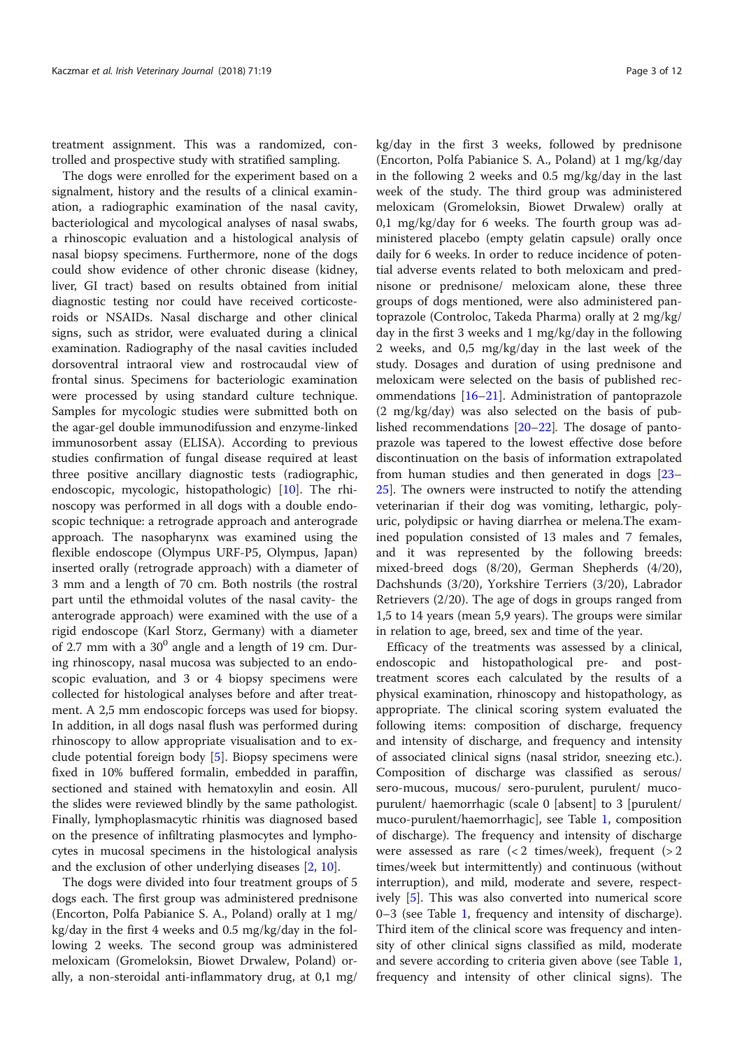treatment assignment. This was a randomized, controlled and prospective study with stratified sampling.

The dogs were enrolled for the experiment based on a signalment, history and the results of a clinical examination, a radiographic examination of the nasal cavity, bacteriological and mycological analyses of nasal swabs, a rhinoscopic evaluation and a histological analysis of nasal biopsy specimens. Furthermore, none of the dogs could show evidence of other chronic disease (kidney, liver, GI tract) based on results obtained from initial diagnostic testing nor could have received corticosteroids or NSAIDs. Nasal discharge and other clinical signs, such as stridor, were evaluated during a clinical examination. Radiography of the nasal cavities included dorsoventral intraoral view and rostrocaudal view of frontal sinus. Specimens for bacteriologic examination were processed by using standard culture technique. Samples for mycologic studies were submitted both on the agar-gel double immunodiffusion and enzyme-linked immunosorbent assay (ELISA). According to previous studies confirmation of fungal disease required at least three positive ancillary diagnostic tests (radiographic, endoscopic, mycologic, histopathologic) [10]. The rhinoscopy was performed in all dogs with a double endoscopic technique: a retrograde approach and anterograde approach. The nasopharynx was examined using the flexible endoscope (Olympus URF-P5, Olympus, Japan) inserted orally (retrograde approach) with a diameter of 3 mm and a length of 70 cm. Both nostrils (the rostral part until the ethmoidal volutes of the nasal cavity- the anterograde approach) were examined with the use of a rigid endoscope (Karl Storz, Germany) with a diameter of 2.7 mm with a $30^0$ angle and a length of 19 cm. During rhinoscopy, nasal mucosa was subjected to an endoscopic evaluation, and 3 or 4 biopsy specimens were collected for histological analyses before and after treatment. A 2,5 mm endoscopic forceps was used for biopsy. In addition, in all dogs nasal flush was performed during rhinoscopy to allow appropriate visualisation and to exclude potential foreign body [5]. Biopsy specimens were fixed in 10% buffered formalin, embedded in paraffin, sectioned and stained with hematoxylin and eosin. All the slides were reviewed blindly by the same pathologist. Finally, lymphoplasmacytic rhinitis was diagnosed based on the presence of infiltrating plasmocytes and lymphocytes in mucosal specimens in the histological analysis and the exclusion of other underlying diseases [2, 10].

The dogs were divided into four treatment groups of 5 dogs each. The first group was administered prednisone (Encorton, Polfa Pabianice S. A., Poland) orally at 1 mg/kg/day in the first 4 weeks and 0.5 mg/kg/day in the following 2 weeks. The second group was administered meloxicam (Gromeloksin, Biowet Drwalew, Poland) orally, a non-steroidal anti-inflammatory drug, at 0,1 mg/kg/day in the first 3 weeks, followed by prednisone (Encorton, Polfa Pabianice S. A., Poland) at 1 mg/kg/day in the following 2 weeks and 0.5 mg/kg/day in the last week of the study. The third group was administered meloxicam (Gromeloksin, Biowet Drwalew) orally at 0,1 mg/kg/day for 6 weeks. The fourth group was administered placebo (empty gelatin capsule) orally once daily for 6 weeks. In order to reduce incidence of potential adverse events related to both meloxicam and prednisone or prednisone/ meloxicam alone, these three groups of dogs mentioned, were also administered pantoprazole (Controloc, Takeda Pharma) orally at 2 mg/kg/day in the first 3 weeks and 1 mg/kg/day in the following 2 weeks, and 0,5 mg/kg/day in the last week of the study. Dosages and duration of using prednisone and meloxicam were selected on the basis of published recommendations [16–21]. Administration of pantoprazole (2 mg/kg/day) was also selected on the basis of published recommendations [20–22]. The dosage of pantoprazole was tapered to the lowest effective dose before discontinuation on the basis of information extrapolated from human studies and then generated in dogs [23–25]. The owners were instructed to notify the attending veterinarian if their dog was vomiting, lethargic, polyuric, polydipsic or having diarrhea or melena.The examined population consisted of 13 males and 7 females, and it was represented by the following breeds: mixed-breed dogs (8/20), German Shepherds (4/20), Dachshunds (3/20), Yorkshire Terriers (3/20), Labrador Retrievers (2/20). The age of dogs in groups ranged from 1,5 to 14 years (mean 5,9 years). The groups were similar in relation to age, breed, sex and time of the year.

Efficacy of the treatments was assessed by a clinical, endoscopic and histopathological pre- and post-treatment scores each calculated by the results of a physical examination, rhinoscopy and histopathology, as appropriate. The clinical scoring system evaluated the following items: composition of discharge, frequency and intensity of discharge, and frequency and intensity of associated clinical signs (nasal stridor, sneezing etc.). Composition of discharge was classified as serous/ sero-mucous, mucous/ sero-purulent, purulent/ muco-purulent/ haemorrhagic (scale 0 [absent] to 3 [purulent/ muco-purulent/haemorrhagic], see Table 1, composition of discharge). The frequency and intensity of discharge were assessed as rare (< 2 times/week), frequent (> 2 times/week but intermittently) and continuous (without interruption), and mild, moderate and severe, respectively [5]. This was also converted into numerical score 0–3 (see Table 1, frequency and intensity of discharge). Third item of the clinical score was frequency and intensity of other clinical signs classified as mild, moderate and severe according to criteria given above (see Table 1, frequency and intensity of other clinical signs). The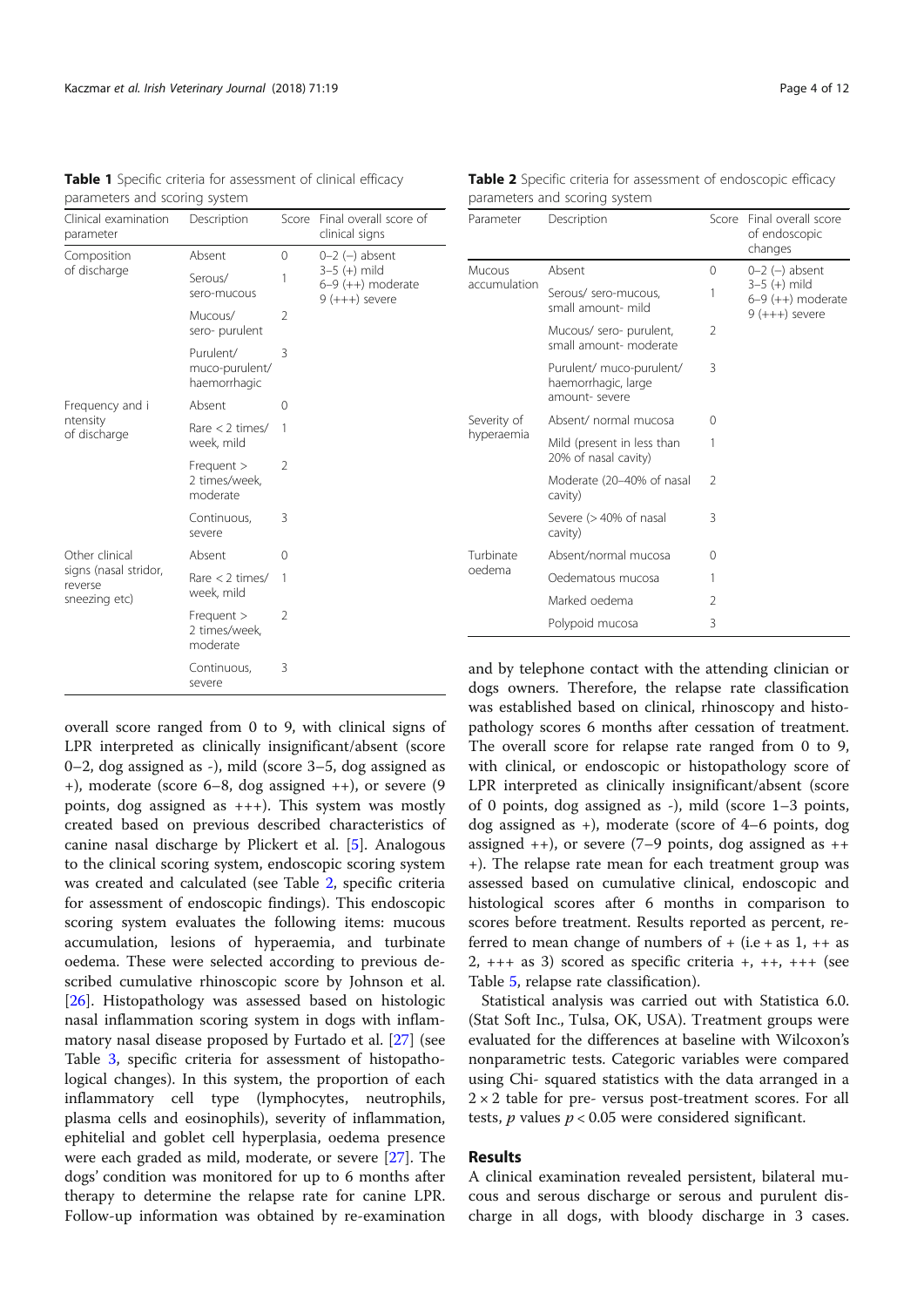**Table 1** Specific criteria for assessment of clinical efficacy parameters and scoring system

| Clinical examination parameter | Description | Score | Final overall score of clinical signs |
|---|---|---|---|
| Composition of discharge | Absent | 0 | 0–2 (–) absent<br>3–5 (+) mild<br>6–9 (++) moderate<br>9 (+++) severe |
| | Serous/ sero-mucous | 1 | |
| | Mucous/ sero- purulent | 2 | |
| | Purulent/ muco-purulent/ haemorrhagic | 3 | |
| Frequency and i ntensity of discharge | Absent | 0 | |
| | Rare < 2 times/ week, mild | 1 | |
| | Frequent > 2 times/week, moderate | 2 | |
| | Continuous, severe | 3 | |
| Other clinical signs (nasal stridor, reverse sneezing etc) | Absent | 0 | |
| | Rare < 2 times/ week, mild | 1 | |
| | Frequent > 2 times/week, moderate | 2 | |
| | Continuous, severe | 3 | |

**Table 2** Specific criteria for assessment of endoscopic efficacy parameters and scoring system

| Parameter | Description | Score | Final overall score of endoscopic changes |
|---|---|---|---|
| Mucous accumulation | Absent | 0 | 0–2 (–) absent<br>3–5 (+) mild<br>6–9 (++) moderate<br>9 (+++) severe |
| | Serous/ sero-mucous, small amount- mild | 1 | |
| | Mucous/ sero- purulent, small amount- moderate | 2 | |
| | Purulent/ muco-purulent/ haemorrhagic, large amount- severe | 3 | |
| Severity of hyperaemia | Absent/ normal mucosa | 0 | |
| | Mild (present in less than 20% of nasal cavity) | 1 | |
| | Moderate (20–40% of nasal cavity) | 2 | |
| | Severe (> 40% of nasal cavity) | 3 | |
| Turbinate oedema | Absent/normal mucosa | 0 | |
| | Oedematous mucosa | 1 | |
| | Marked oedema | 2 | |
| | Polypoid mucosa | 3 | |

overall score ranged from 0 to 9, with clinical signs of LPR interpreted as clinically insignificant/absent (score 0–2, dog assigned as -), mild (score 3–5, dog assigned as +), moderate (score 6–8, dog assigned ++), or severe (9 points, dog assigned as +++). This system was mostly created based on previous described characteristics of canine nasal discharge by Plickert et al. [5]. Analogous to the clinical scoring system, endoscopic scoring system was created and calculated (see Table 2, specific criteria for assessment of endoscopic findings). This endoscopic scoring system evaluates the following items: mucous accumulation, lesions of hyperaemia, and turbinate oedema. These were selected according to previous described cumulative rhinoscopic score by Johnson et al. [26]. Histopathology was assessed based on histologic nasal inflammation scoring system in dogs with inflammatory nasal disease proposed by Furtado et al. [27] (see Table 3, specific criteria for assessment of histopathological changes). In this system, the proportion of each inflammatory cell type (lymphocytes, neutrophils, plasma cells and eosinophils), severity of inflammation, ephitelial and goblet cell hyperplasia, oedema presence were each graded as mild, moderate, or severe [27]. The dogs' condition was monitored for up to 6 months after therapy to determine the relapse rate for canine LPR. Follow-up information was obtained by re-examination and by telephone contact with the attending clinician or dogs owners. Therefore, the relapse rate classification was established based on clinical, rhinoscopy and histopathology scores 6 months after cessation of treatment. The overall score for relapse rate ranged from 0 to 9, with clinical, or endoscopic or histopathology score of LPR interpreted as clinically insignificant/absent (score of 0 points, dog assigned as -), mild (score 1–3 points, dog assigned as +), moderate (score of 4–6 points, dog assigned ++), or severe (7–9 points, dog assigned as +++). The relapse rate mean for each treatment group was assessed based on cumulative clinical, endoscopic and histological scores after 6 months in comparison to scores before treatment. Results reported as percent, referred to mean change of numbers of + (i.e + as 1, ++ as 2, +++ as 3) scored as specific criteria +, ++, +++ (see Table 5, relapse rate classification).

Statistical analysis was carried out with Statistica 6.0. (Stat Soft Inc., Tulsa, OK, USA). Treatment groups were evaluated for the differences at baseline with Wilcoxon's nonparametric tests. Categoric variables were compared using Chi- squared statistics with the data arranged in a $2 \times 2$ table for pre- versus post-treatment scores. For all tests, *p* values $p < 0.05$ were considered significant.

## Results

A clinical examination revealed persistent, bilateral mucous and serous discharge or serous and purulent discharge in all dogs, with bloody discharge in 3 cases.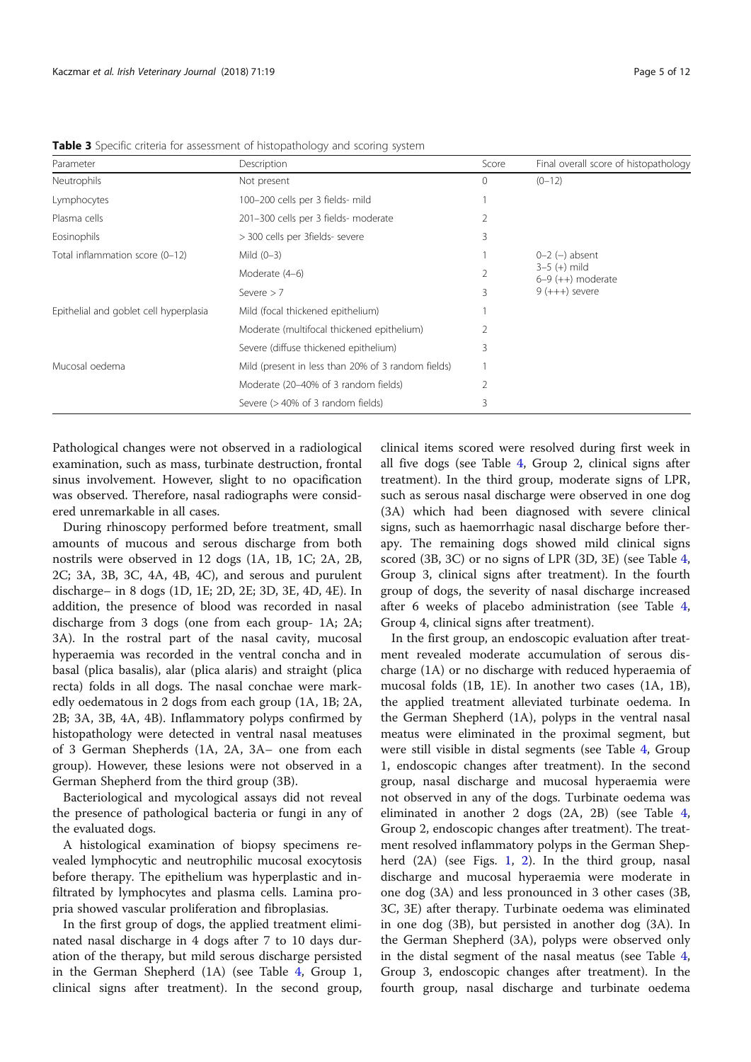**Table 3** Specific criteria for assessment of histopathology and scoring system

| Parameter | Description | Score | Final overall score of histopathology |
|---|---|---|---|
| Neutrophils | Not present | 0 | (0–12) |
| Lymphocytes | 100–200 cells per 3 fields- mild | 1 | |
| Plasma cells | 201–300 cells per 3 fields- moderate | 2 | |
| Eosinophils | > 300 cells per 3fields- severe | 3 | |
| Total inflammation score (0–12) | Mild (0–3) | 1 | 0–2 (–) absent<br>3–5 (+) mild<br>6–9 (++) moderate<br>9 (+++) severe |
| | Moderate (4–6) | 2 | |
| | Severe > 7 | 3 | |
| Epithelial and goblet cell hyperplasia | Mild (focal thickened epithelium) | 1 | |
| | Moderate (multifocal thickened epithelium) | 2 | |
| | Severe (diffuse thickened epithelium) | 3 | |
| Mucosal oedema | Mild (present in less than 20% of 3 random fields) | 1 | |
| | Moderate (20–40% of 3 random fields) | 2 | |
| | Severe (> 40% of 3 random fields) | 3 | |

Pathological changes were not observed in a radiological examination, such as mass, turbinate destruction, frontal sinus involvement. However, slight to no opacification was observed. Therefore, nasal radiographs were considered unremarkable in all cases.

During rhinoscopy performed before treatment, small amounts of mucous and serous discharge from both nostrils were observed in 12 dogs (1A, 1B, 1C; 2A, 2B, 2C; 3A, 3B, 3C, 4A, 4B, 4C), and serous and purulent discharge– in 8 dogs (1D, 1E; 2D, 2E; 3D, 3E, 4D, 4E). In addition, the presence of blood was recorded in nasal discharge from 3 dogs (one from each group- 1A; 2A; 3A). In the rostral part of the nasal cavity, mucosal hyperaemia was recorded in the ventral concha and in basal (plica basalis), alar (plica alaris) and straight (plica recta) folds in all dogs. The nasal conchae were markedly oedematous in 2 dogs from each group (1A, 1B; 2A, 2B; 3A, 3B, 4A, 4B). Inflammatory polyps confirmed by histopathology were detected in ventral nasal meatuses of 3 German Shepherds (1A, 2A, 3A– one from each group). However, these lesions were not observed in a German Shepherd from the third group (3B).

Bacteriological and mycological assays did not reveal the presence of pathological bacteria or fungi in any of the evaluated dogs.

A histological examination of biopsy specimens revealed lymphocytic and neutrophilic mucosal exocytosis before therapy. The epithelium was hyperplastic and infiltrated by lymphocytes and plasma cells. Lamina propria showed vascular proliferation and fibroplasias.

In the first group of dogs, the applied treatment eliminated nasal discharge in 4 dogs after 7 to 10 days duration of the therapy, but mild serous discharge persisted in the German Shepherd (1A) (see Table 4, Group 1, clinical signs after treatment). In the second group, clinical items scored were resolved during first week in all five dogs (see Table 4, Group 2, clinical signs after treatment). In the third group, moderate signs of LPR, such as serous nasal discharge were observed in one dog (3A) which had been diagnosed with severe clinical signs, such as haemorrhagic nasal discharge before therapy. The remaining dogs showed mild clinical signs scored (3B, 3C) or no signs of LPR (3D, 3E) (see Table 4, Group 3, clinical signs after treatment). In the fourth group of dogs, the severity of nasal discharge increased after 6 weeks of placebo administration (see Table 4, Group 4, clinical signs after treatment).

In the first group, an endoscopic evaluation after treatment revealed moderate accumulation of serous discharge (1A) or no discharge with reduced hyperaemia of mucosal folds (1B, 1E). In another two cases (1A, 1B), the applied treatment alleviated turbinate oedema. In the German Shepherd (1A), polyps in the ventral nasal meatus were eliminated in the proximal segment, but were still visible in distal segments (see Table 4, Group 1, endoscopic changes after treatment). In the second group, nasal discharge and mucosal hyperaemia were not observed in any of the dogs. Turbinate oedema was eliminated in another 2 dogs (2A, 2B) (see Table 4, Group 2, endoscopic changes after treatment). The treatment resolved inflammatory polyps in the German Shepherd (2A) (see Figs. 1, 2). In the third group, nasal discharge and mucosal hyperaemia were moderate in one dog (3A) and less pronounced in 3 other cases (3B, 3C, 3E) after therapy. Turbinate oedema was eliminated in one dog (3B), but persisted in another dog (3A). In the German Shepherd (3A), polyps were observed only in the distal segment of the nasal meatus (see Table 4, Group 3, endoscopic changes after treatment). In the fourth group, nasal discharge and turbinate oedema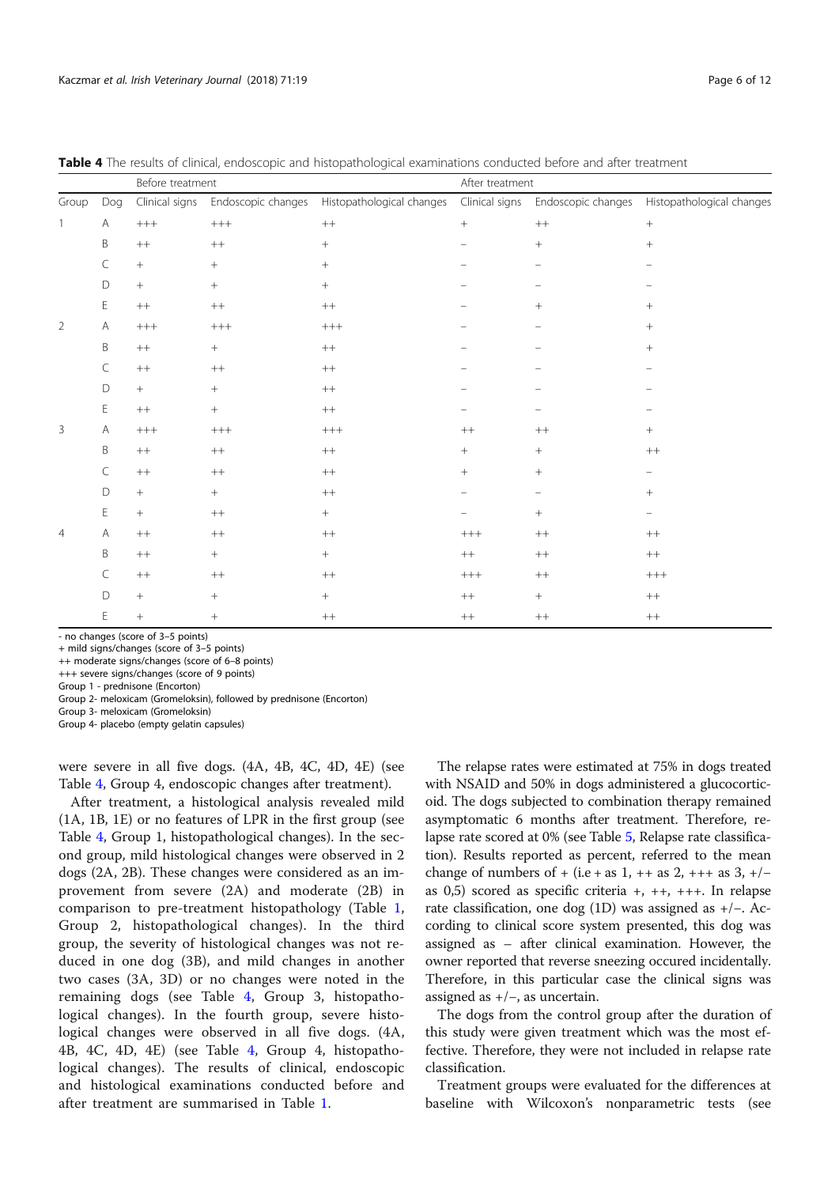**Table 4** The results of clinical, endoscopic and histopathological examinations conducted before and after treatment

| | | Before treatment | | | After treatment | | |
|---|---|---|---|---|---|---|---|
| Group | Dog | Clinical signs | Endoscopic changes | Histopathological changes | Clinical signs | Endoscopic changes | Histopathological changes |
| 1 | A | +++ | +++ | ++ | + | ++ | + |
| | B | ++ | ++ | + | – | + | + |
| | C | + | + | + | – | – | – |
| | D | + | + | + | – | – | – |
| | E | ++ | ++ | ++ | – | + | + |
| 2 | A | +++ | +++ | +++ | – | – | + |
| | B | ++ | + | ++ | – | – | + |
| | C | ++ | ++ | ++ | – | – | – |
| | D | + | + | ++ | – | – | – |
| | E | ++ | + | ++ | – | – | – |
| 3 | A | +++ | +++ | +++ | ++ | ++ | + |
| | B | ++ | ++ | ++ | + | + | ++ |
| | C | ++ | ++ | ++ | + | + | – |
| | D | + | + | ++ | – | – | + |
| | E | + | ++ | + | – | + | – |
| 4 | A | ++ | ++ | ++ | +++ | ++ | ++ |
| | B | ++ | + | + | ++ | ++ | ++ |
| | C | ++ | ++ | ++ | +++ | ++ | +++ |
| | D | + | + | + | ++ | + | ++ |
| | E | + | + | ++ | ++ | ++ | ++ |

- no changes (score of 3–5 points)
+ mild signs/changes (score of 3–5 points)
++ moderate signs/changes (score of 6–8 points)
+++ severe signs/changes (score of 9 points)
Group 1 - prednisone (Encorton)
Group 2- meloxicam (Gromeloksin), followed by prednisone (Encorton)
Group 3- meloxicam (Gromeloksin)
Group 4- placebo (empty gelatin capsules)

were severe in all five dogs. (4A, 4B, 4C, 4D, 4E) (see Table 4, Group 4, endoscopic changes after treatment).

After treatment, a histological analysis revealed mild (1A, 1B, 1E) or no features of LPR in the first group (see Table 4, Group 1, histopathological changes). In the second group, mild histological changes were observed in 2 dogs (2A, 2B). These changes were considered as an improvement from severe (2A) and moderate (2B) in comparison to pre-treatment histopathology (Table 1, Group 2, histopathological changes). In the third group, the severity of histological changes was not reduced in one dog (3B), and mild changes in another two cases (3A, 3D) or no changes were noted in the remaining dogs (see Table 4, Group 3, histopathological changes). In the fourth group, severe histological changes were observed in all five dogs. (4A, 4B, 4C, 4D, 4E) (see Table 4, Group 4, histopathological changes). The results of clinical, endoscopic and histological examinations conducted before and after treatment are summarised in Table 1.

The relapse rates were estimated at 75% in dogs treated with NSAID and 50% in dogs administered a glucocorticoid. The dogs subjected to combination therapy remained asymptomatic 6 months after treatment. Therefore, relapse rate scored at 0% (see Table 5, Relapse rate classification). Results reported as percent, referred to the mean change of numbers of + (i.e + as 1, ++ as 2, +++ as 3, +/– as 0,5) scored as specific criteria +, ++, +++. In relapse rate classification, one dog (1D) was assigned as +/–. According to clinical score system presented, this dog was assigned as – after clinical examination. However, the owner reported that reverse sneezing occured incidentally. Therefore, in this particular case the clinical signs was assigned as +/–, as uncertain.

The dogs from the control group after the duration of this study were given treatment which was the most effective. Therefore, they were not included in relapse rate classification.

Treatment groups were evaluated for the differences at baseline with Wilcoxon's nonparametric tests (see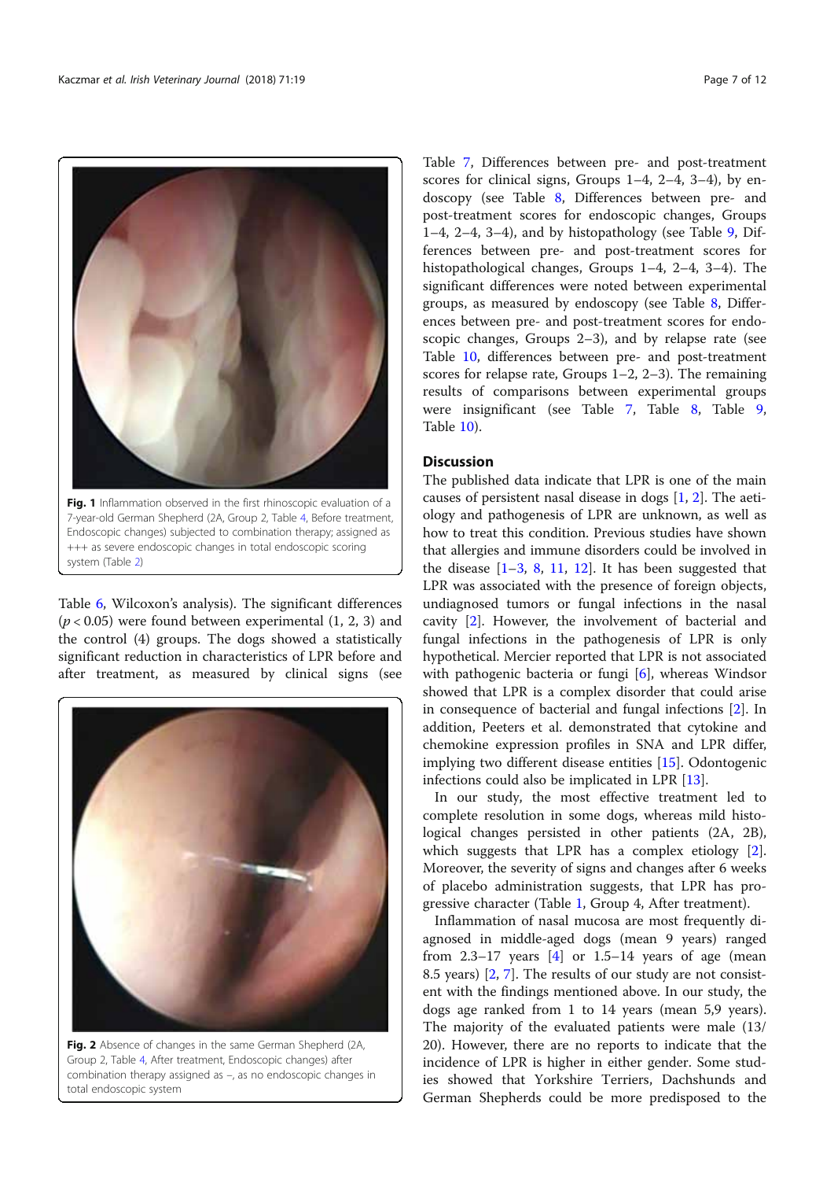Fig. 1 Inflammation observed in the first rhinoscopic evaluation of a 7-year-old German Shepherd (2A, Group 2, Table 4, Before treatment, Endoscopic changes) subjected to combination therapy; assigned as +++ as severe endoscopic changes in total endoscopic scoring system (Table 2)

Table 6, Wilcoxon's analysis). The significant differences ($p < 0.05$) were found between experimental (1, 2, 3) and the control (4) groups. The dogs showed a statistically significant reduction in characteristics of LPR before and after treatment, as measured by clinical signs (see

Fig. 2 Absence of changes in the same German Shepherd (2A, Group 2, Table 4, After treatment, Endoscopic changes) after combination therapy assigned as –, as no endoscopic changes in total endoscopic system

Table 7, Differences between pre- and post-treatment scores for clinical signs, Groups 1–4, 2–4, 3–4), by endoscopy (see Table 8, Differences between pre- and post-treatment scores for endoscopic changes, Groups 1–4, 2–4, 3–4), and by histopathology (see Table 9, Differences between pre- and post-treatment scores for histopathological changes, Groups 1–4, 2–4, 3–4). The significant differences were noted between experimental groups, as measured by endoscopy (see Table 8, Differences between pre- and post-treatment scores for endoscopic changes, Groups 2–3), and by relapse rate (see Table 10, differences between pre- and post-treatment scores for relapse rate, Groups 1–2, 2–3). The remaining results of comparisons between experimental groups were insignificant (see Table 7, Table 8, Table 9, Table 10).

## Discussion

The published data indicate that LPR is one of the main causes of persistent nasal disease in dogs [1, 2]. The aetiology and pathogenesis of LPR are unknown, as well as how to treat this condition. Previous studies have shown that allergies and immune disorders could be involved in the disease [1–3, 8, 11, 12]. It has been suggested that LPR was associated with the presence of foreign objects, undiagnosed tumors or fungal infections in the nasal cavity [2]. However, the involvement of bacterial and fungal infections in the pathogenesis of LPR is only hypothetical. Mercier reported that LPR is not associated with pathogenic bacteria or fungi [6], whereas Windsor showed that LPR is a complex disorder that could arise in consequence of bacterial and fungal infections [2]. In addition, Peeters et al. demonstrated that cytokine and chemokine expression profiles in SNA and LPR differ, implying two different disease entities [15]. Odontogenic infections could also be implicated in LPR [13].

In our study, the most effective treatment led to complete resolution in some dogs, whereas mild histological changes persisted in other patients (2A, 2B), which suggests that LPR has a complex etiology [2]. Moreover, the severity of signs and changes after 6 weeks of placebo administration suggests, that LPR has progressive character (Table 1, Group 4, After treatment).

Inflammation of nasal mucosa are most frequently diagnosed in middle-aged dogs (mean 9 years) ranged from 2.3–17 years [4] or 1.5–14 years of age (mean 8.5 years) [2, 7]. The results of our study are not consistent with the findings mentioned above. In our study, the dogs age ranked from 1 to 14 years (mean 5,9 years). The majority of the evaluated patients were male (13/20). However, there are no reports to indicate that the incidence of LPR is higher in either gender. Some studies showed that Yorkshire Terriers, Dachshunds and German Shepherds could be more predisposed to the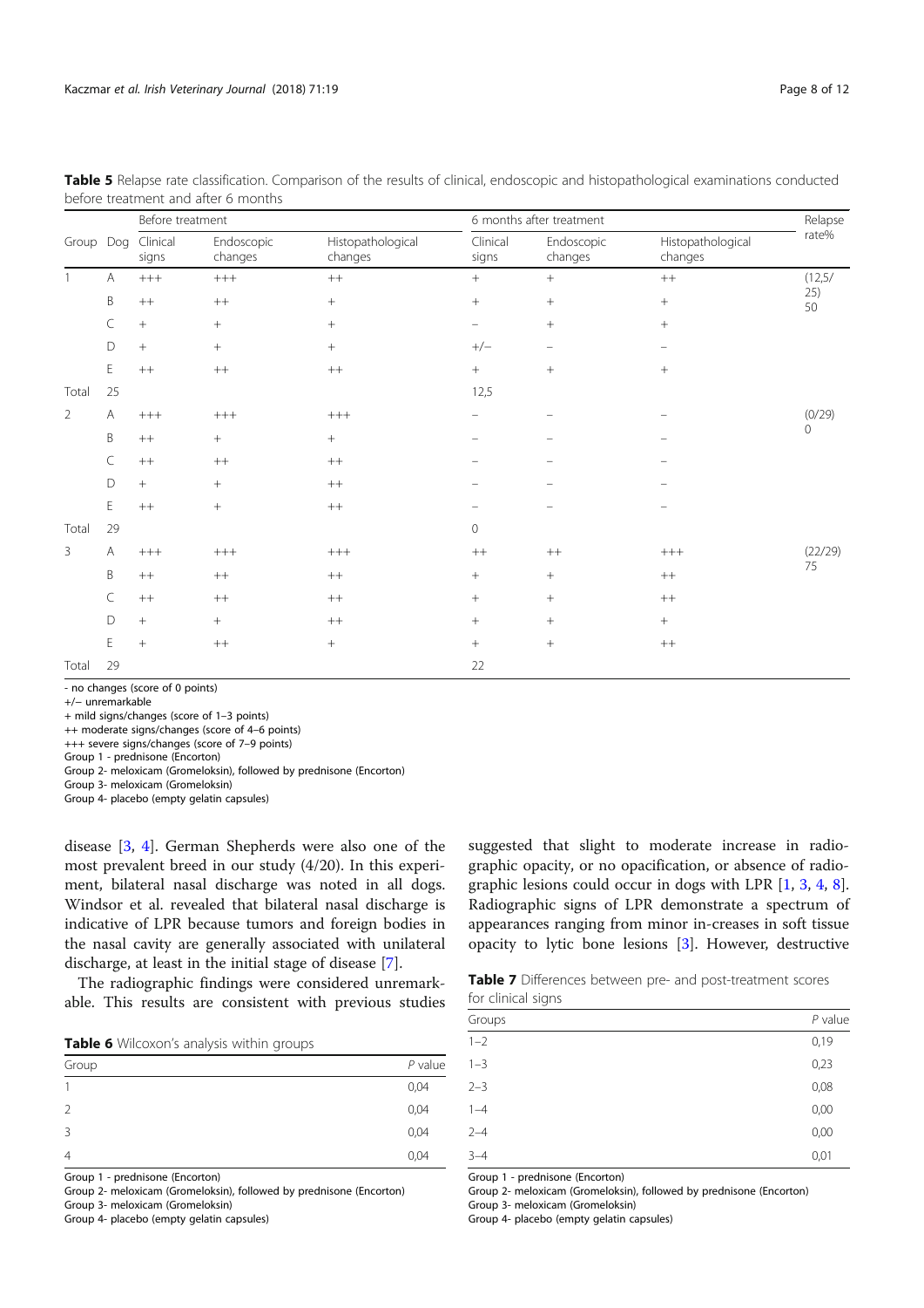**Table 5** Relapse rate classification. Comparison of the results of clinical, endoscopic and histopathological examinations conducted before treatment and after 6 months

| Group | Dog | Before treatment | | | 6 months after treatment | | | Relapse rate% |
|---|---|---|---|---|---|---|---|---|
| | | Clinical signs | Endoscopic changes | Histopathological changes | Clinical signs | Endoscopic changes | Histopathological changes | |
| 1 | A | +++ | +++ | ++ | + | + | ++ | (12,5/25) 50 |
| | B | ++ | ++ | + | + | + | + | |
| | C | + | + | + | – | + | + | |
| | D | + | + | + | +/– | – | – | |
| | E | ++ | ++ | ++ | + | + | + | |
| Total | 25 | | | | 12,5 | | | |
| 2 | A | +++ | +++ | +++ | – | – | – | (0/29) 0 |
| | B | ++ | + | + | – | – | – | |
| | C | ++ | ++ | ++ | – | – | – | |
| | D | + | + | ++ | – | – | – | |
| | E | ++ | + | ++ | – | – | – | |
| Total | 29 | | | | 0 | | | |
| 3 | A | +++ | +++ | +++ | ++ | ++ | +++ | (22/29) 75 |
| | B | ++ | ++ | ++ | + | + | ++ | |
| | C | ++ | ++ | ++ | + | + | ++ | |
| | D | + | + | ++ | + | + | + | |
| | E | + | ++ | + | + | + | ++ | |
| Total | 29 | | | | 22 | | | |

- no changes (score of 0 points)
+/– unremarkable
+ mild signs/changes (score of 1–3 points)
++ moderate signs/changes (score of 4–6 points)
+++ severe signs/changes (score of 7–9 points)
Group 1 - prednisone (Encorton)
Group 2- meloxicam (Gromeloksin), followed by prednisone (Encorton)
Group 3- meloxicam (Gromeloksin)
Group 4- placebo (empty gelatin capsules)

disease [3, 4]. German Shepherds were also one of the most prevalent breed in our study (4/20). In this experiment, bilateral nasal discharge was noted in all dogs. Windsor et al. revealed that bilateral nasal discharge is indicative of LPR because tumors and foreign bodies in the nasal cavity are generally associated with unilateral discharge, at least in the initial stage of disease [7].

The radiographic findings were considered unremarkable. This results are consistent with previous studies suggested that slight to moderate increase in radiographic opacity, or no opacification, or absence of radiographic lesions could occur in dogs with LPR [1, 3, 4, 8]. Radiographic signs of LPR demonstrate a spectrum of appearances ranging from minor in-creases in soft tissue opacity to lytic bone lesions [3]. However, destructive

**Table 6** Wilcoxon's analysis within groups

| Group | *P* value |
|---|---|
| 1 | 0,04 |
| 2 | 0,04 |
| 3 | 0,04 |
| 4 | 0,04 |

Group 1 - prednisone (Encorton)
Group 2- meloxicam (Gromeloksin), followed by prednisone (Encorton)
Group 3- meloxicam (Gromeloksin)
Group 4- placebo (empty gelatin capsules)

**Table 7** Differences between pre- and post-treatment scores for clinical signs

| Groups | *P* value |
|---|---|
| 1–2 | 0,19 |
| 1–3 | 0,23 |
| 2–3 | 0,08 |
| 1–4 | 0,00 |
| 2–4 | 0,00 |
| 3–4 | 0,01 |

Group 1 - prednisone (Encorton)
Group 2- meloxicam (Gromeloksin), followed by prednisone (Encorton)
Group 3- meloxicam (Gromeloksin)
Group 4- placebo (empty gelatin capsules)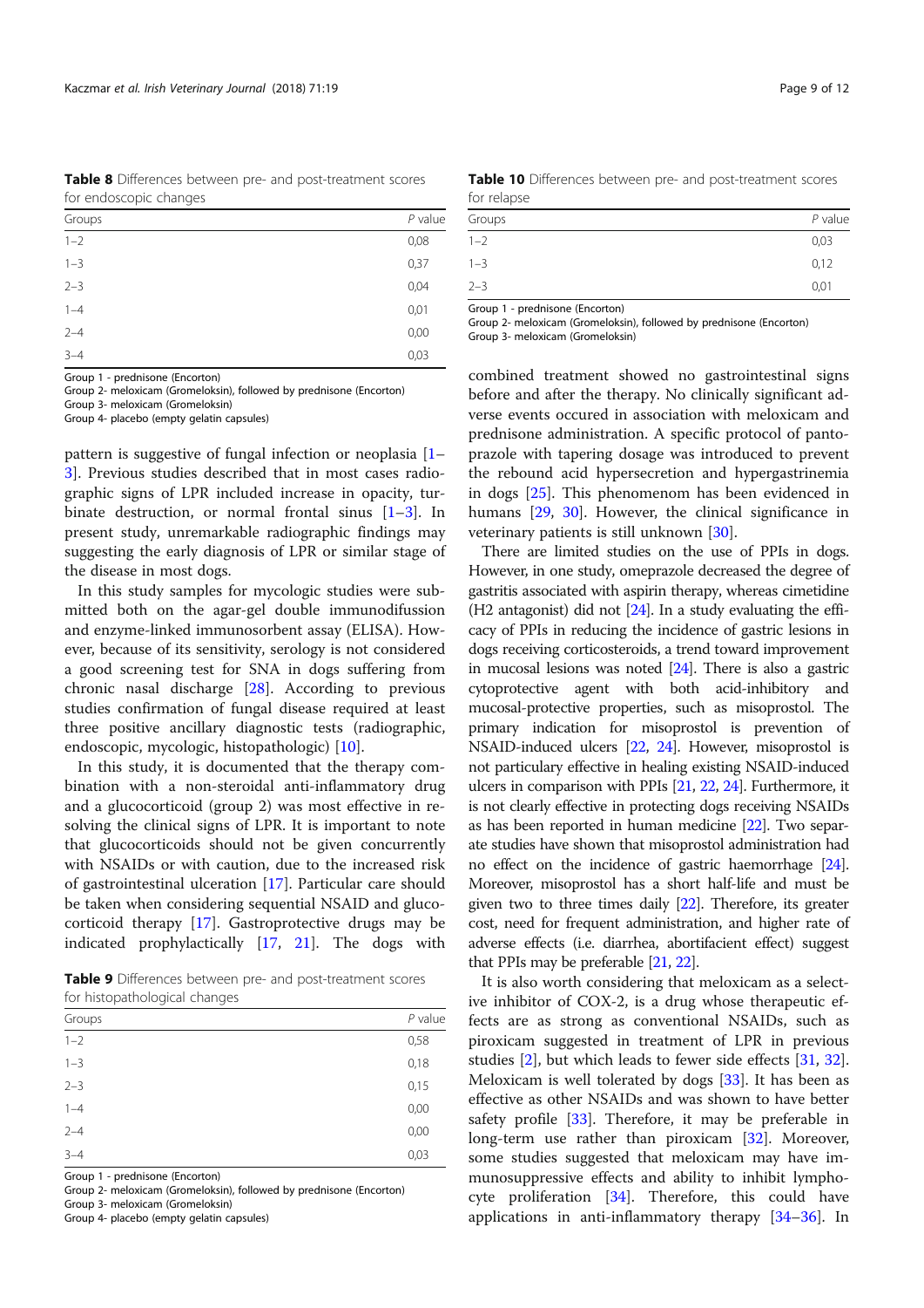**Table 8** Differences between pre- and post-treatment scores for endoscopic changes

| Groups | *P* value |
|---|---|
| 1–2 | 0,08 |
| 1–3 | 0,37 |
| 2–3 | 0,04 |
| 1–4 | 0,01 |
| 2–4 | 0,00 |
| 3–4 | 0,03 |

Group 1 - prednisone (Encorton)
Group 2- meloxicam (Gromeloksin), followed by prednisone (Encorton)
Group 3- meloxicam (Gromeloksin)
Group 4- placebo (empty gelatin capsules)

pattern is suggestive of fungal infection or neoplasia [1–3]. Previous studies described that in most cases radiographic signs of LPR included increase in opacity, turbinate destruction, or normal frontal sinus [1–3]. In present study, unremarkable radiographic findings may suggesting the early diagnosis of LPR or similar stage of the disease in most dogs.

In this study samples for mycologic studies were submitted both on the agar-gel double immunodifussion and enzyme-linked immunosorbent assay (ELISA). However, because of its sensitivity, serology is not considered a good screening test for SNA in dogs suffering from chronic nasal discharge [28]. According to previous studies confirmation of fungal disease required at least three positive ancillary diagnostic tests (radiographic, endoscopic, mycologic, histopathologic) [10].

In this study, it is documented that the therapy combination with a non-steroidal anti-inflammatory drug and a glucocorticoid (group 2) was most effective in resolving the clinical signs of LPR. It is important to note that glucocorticoids should not be given concurrently with NSAIDs or with caution, due to the increased risk of gastrointestinal ulceration [17]. Particular care should be taken when considering sequential NSAID and glucocorticoid therapy [17]. Gastroprotective drugs may be indicated prophylactically [17, 21]. The dogs with

**Table 9** Differences between pre- and post-treatment scores for histopathological changes

| Groups | *P* value |
|---|---|
| 1–2 | 0,58 |
| 1–3 | 0,18 |
| 2–3 | 0,15 |
| 1–4 | 0,00 |
| 2–4 | 0,00 |
| 3–4 | 0,03 |

Group 1 - prednisone (Encorton)
Group 2- meloxicam (Gromeloksin), followed by prednisone (Encorton)
Group 3- meloxicam (Gromeloksin)
Group 4- placebo (empty gelatin capsules)

**Table 10** Differences between pre- and post-treatment scores for relapse

| Groups | *P* value |
|---|---|
| 1–2 | 0,03 |
| 1–3 | 0,12 |
| 2–3 | 0,01 |

Group 1 - prednisone (Encorton)
Group 2- meloxicam (Gromeloksin), followed by prednisone (Encorton)
Group 3- meloxicam (Gromeloksin)

combined treatment showed no gastrointestinal signs before and after the therapy. No clinically significant adverse events occured in association with meloxicam and prednisone administration. A specific protocol of pantoprazole with tapering dosage was introduced to prevent the rebound acid hypersecretion and hypergastrinemia in dogs [25]. This phenomenon has been evidenced in humans [29, 30]. However, the clinical significance in veterinary patients is still unknown [30].

There are limited studies on the use of PPIs in dogs. However, in one study, omeprazole decreased the degree of gastritis associated with aspirin therapy, whereas cimetidine (H2 antagonist) did not [24]. In a study evaluating the efficacy of PPIs in reducing the incidence of gastric lesions in dogs receiving corticosteroids, a trend toward improvement in mucosal lesions was noted [24]. There is also a gastric cytoprotective agent with both acid-inhibitory and mucosal-protective properties, such as misoprostol. The primary indication for misoprostol is prevention of NSAID-induced ulcers [22, 24]. However, misoprostol is not particulary effective in healing existing NSAID-induced ulcers in comparison with PPIs [21, 22, 24]. Furthermore, it is not clearly effective in protecting dogs receiving NSAIDs as has been reported in human medicine [22]. Two separate studies have shown that misoprostol administration had no effect on the incidence of gastric haemorrhage [24]. Moreover, misoprostol has a short half-life and must be given two to three times daily [22]. Therefore, its greater cost, need for frequent administration, and higher rate of adverse effects (i.e. diarrhea, abortifacient effect) suggest that PPIs may be preferable [21, 22].

It is also worth considering that meloxicam as a selective inhibitor of COX-2, is a drug whose therapeutic effects are as strong as conventional NSAIDs, such as piroxicam suggested in treatment of LPR in previous studies [2], but which leads to fewer side effects [31, 32]. Meloxicam is well tolerated by dogs [33]. It has been as effective as other NSAIDs and was shown to have better safety profile [33]. Therefore, it may be preferable in long-term use rather than piroxicam [32]. Moreover, some studies suggested that meloxicam may have immunosuppressive effects and ability to inhibit lymphocyte proliferation [34]. Therefore, this could have applications in anti-inflammatory therapy [34–36]. In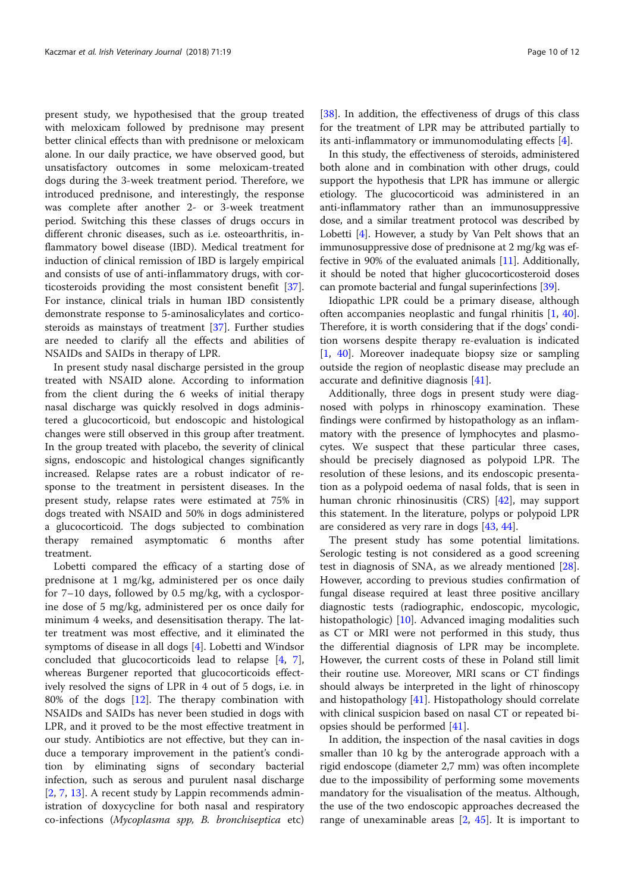present study, we hypothesised that the group treated with meloxicam followed by prednisone may present better clinical effects than with prednisone or meloxicam alone. In our daily practice, we have observed good, but unsatisfactory outcomes in some meloxicam-treated dogs during the 3-week treatment period. Therefore, we introduced prednisone, and interestingly, the response was complete after another 2- or 3-week treatment period. Switching this these classes of drugs occurs in different chronic diseases, such as i.e. osteoarthritis, inflammatory bowel disease (IBD). Medical treatment for induction of clinical remission of IBD is largely empirical and consists of use of anti-inflammatory drugs, with corticosteroids providing the most consistent benefit [37]. For instance, clinical trials in human IBD consistently demonstrate response to 5-aminosalicylates and corticosteroids as mainstays of treatment [37]. Further studies are needed to clarify all the effects and abilities of NSAIDs and SAIDs in therapy of LPR.

In present study nasal discharge persisted in the group treated with NSAID alone. According to information from the client during the 6 weeks of initial therapy nasal discharge was quickly resolved in dogs administered a glucocorticoid, but endoscopic and histological changes were still observed in this group after treatment. In the group treated with placebo, the severity of clinical signs, endoscopic and histological changes significantly increased. Relapse rates are a robust indicator of response to the treatment in persistent diseases. In the present study, relapse rates were estimated at 75% in dogs treated with NSAID and 50% in dogs administered a glucocorticoid. The dogs subjected to combination therapy remained asymptomatic 6 months after treatment.

Lobetti compared the efficacy of a starting dose of prednisone at 1 mg/kg, administered per os once daily for 7–10 days, followed by 0.5 mg/kg, with a cyclosporine dose of 5 mg/kg, administered per os once daily for minimum 4 weeks, and desensitisation therapy. The latter treatment was most effective, and it eliminated the symptoms of disease in all dogs [4]. Lobetti and Windsor concluded that glucocorticoids lead to relapse [4, 7], whereas Burgener reported that glucocorticoids effectively resolved the signs of LPR in 4 out of 5 dogs, i.e. in 80% of the dogs [12]. The therapy combination with NSAIDs and SAIDs has never been studied in dogs with LPR, and it proved to be the most effective treatment in our study. Antibiotics are not effective, but they can induce a temporary improvement in the patient's condition by eliminating signs of secondary bacterial infection, such as serous and purulent nasal discharge [2, 7, 13]. A recent study by Lappin recommends administration of doxycycline for both nasal and respiratory co-infections (*Mycoplasma spp, B. bronchiseptica* etc) [38]. In addition, the effectiveness of drugs of this class for the treatment of LPR may be attributed partially to its anti-inflammatory or immunomodulating effects [4].

In this study, the effectiveness of steroids, administered both alone and in combination with other drugs, could support the hypothesis that LPR has immune or allergic etiology. The glucocorticoid was administered in an anti-inflammatory rather than an immunosuppressive dose, and a similar treatment protocol was described by Lobetti [4]. However, a study by Van Pelt shows that an immunosuppressive dose of prednisone at 2 mg/kg was effective in 90% of the evaluated animals [11]. Additionally, it should be noted that higher glucocorticosteroid doses can promote bacterial and fungal superinfections [39].

Idiopathic LPR could be a primary disease, although often accompanies neoplastic and fungal rhinitis [1, 40]. Therefore, it is worth considering that if the dogs' condition worsens despite therapy re-evaluation is indicated [1, 40]. Moreover inadequate biopsy size or sampling outside the region of neoplastic disease may preclude an accurate and definitive diagnosis [41].

Additionally, three dogs in present study were diagnosed with polyps in rhinoscopy examination. These findings were confirmed by histopathology as an inflammatory with the presence of lymphocytes and plasmocytes. We suspect that these particular three cases, should be precisely diagnosed as polypoid LPR. The resolution of these lesions, and its endoscopic presentation as a polypoid oedema of nasal folds, that is seen in human chronic rhinosinusitis (CRS) [42], may support this statement. In the literature, polyps or polypoid LPR are considered as very rare in dogs [43, 44].

The present study has some potential limitations. Serologic testing is not considered as a good screening test in diagnosis of SNA, as we already mentioned [28]. However, according to previous studies confirmation of fungal disease required at least three positive ancillary diagnostic tests (radiographic, endoscopic, mycologic, histopathologic) [10]. Advanced imaging modalities such as CT or MRI were not performed in this study, thus the differential diagnosis of LPR may be incomplete. However, the current costs of these in Poland still limit their routine use. Moreover, MRI scans or CT findings should always be interpreted in the light of rhinoscopy and histopathology [41]. Histopathology should correlate with clinical suspicion based on nasal CT or repeated biopsies should be performed [41].

In addition, the inspection of the nasal cavities in dogs smaller than 10 kg by the anterograde approach with a rigid endoscope (diameter 2,7 mm) was often incomplete due to the impossibility of performing some movements mandatory for the visualisation of the meatus. Although, the use of the two endoscopic approaches decreased the range of unexaminable areas [2, 45]. It is important to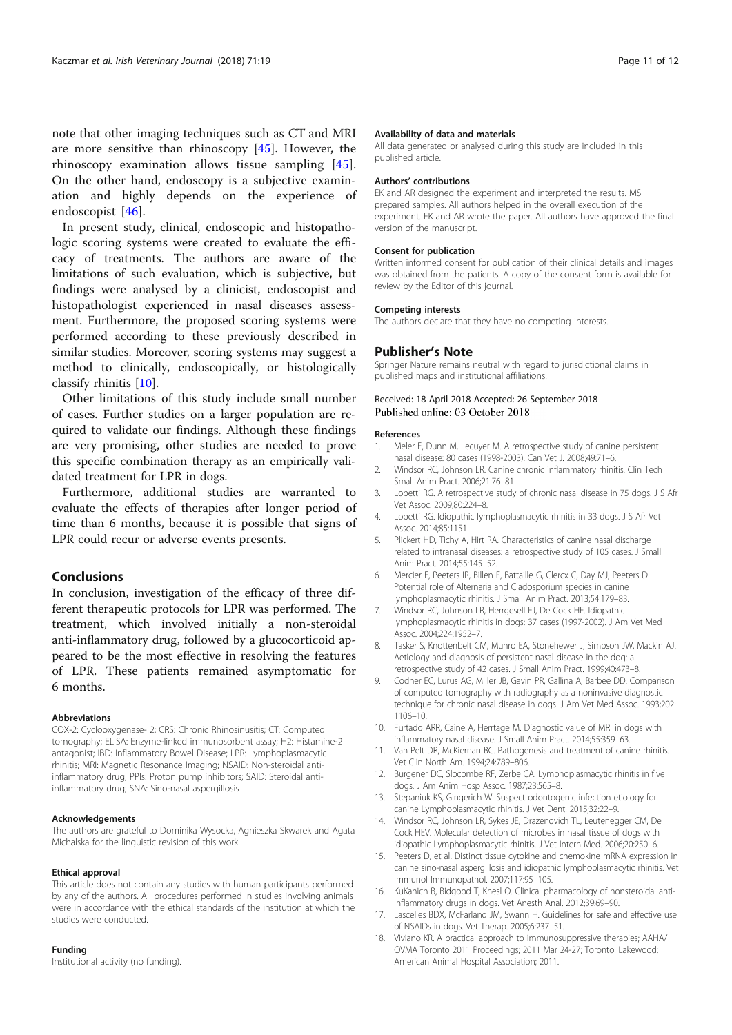note that other imaging techniques such as CT and MRI are more sensitive than rhinoscopy [45]. However, the rhinoscopy examination allows tissue sampling [45]. On the other hand, endoscopy is a subjective examination and highly depends on the experience of endoscopist [46].

In present study, clinical, endoscopic and histopathologic scoring systems were created to evaluate the efficacy of treatments. The authors are aware of the limitations of such evaluation, which is subjective, but findings were analysed by a clinicist, endoscopist and histopathologist experienced in nasal diseases assessment. Furthermore, the proposed scoring systems were performed according to these previously described in similar studies. Moreover, scoring systems may suggest a method to clinically, endoscopically, or histologically classify rhinitis [10].

Other limitations of this study include small number of cases. Further studies on a larger population are required to validate our findings. Although these findings are very promising, other studies are needed to prove this specific combination therapy as an empirically validated treatment for LPR in dogs.

Furthermore, additional studies are warranted to evaluate the effects of therapies after longer period of time than 6 months, because it is possible that signs of LPR could recur or adverse events presents.

## Conclusions

In conclusion, investigation of the efficacy of three different therapeutic protocols for LPR was performed. The treatment, which involved initially a non-steroidal anti-inflammatory drug, followed by a glucocorticoid appeared to be the most effective in resolving the features of LPR. These patients remained asymptomatic for 6 months.

#### Abbreviations

COX-2: Cyclooxygenase- 2; CRS: Chronic Rhinosinusitis; CT: Computed tomography; ELISA: Enzyme-linked immunosorbent assay; H2: Histamine-2 antagonist; IBD: Inflammatory Bowel Disease; LPR: Lymphoplasmacytic rhinitis; MRI: Magnetic Resonance Imaging; NSAID: Non-steroidal anti-inflammatory drug; PPIs: Proton pump inhibitors; SAID: Steroidal anti-inflammatory drug; SNA: Sino-nasal aspergillosis

#### Acknowledgements

The authors are grateful to Dominika Wysocka, Agnieszka Skwarek and Agata Michalska for the linguistic revision of this work.

#### Ethical approval

This article does not contain any studies with human participants performed by any of the authors. All procedures performed in studies involving animals were in accordance with the ethical standards of the institution at which the studies were conducted.

#### Funding

Institutional activity (no funding).

#### Availability of data and materials

All data generated or analysed during this study are included in this published article.

#### Authors' contributions

EK and AR designed the experiment and interpreted the results. MS prepared samples. All authors helped in the overall execution of the experiment. EK and AR wrote the paper. All authors have approved the final version of the manuscript.

#### Consent for publication

Written informed consent for publication of their clinical details and images was obtained from the patients. A copy of the consent form is available for review by the Editor of this journal.

#### Competing interests

The authors declare that they have no competing interests.

## Publisher's Note

Springer Nature remains neutral with regard to jurisdictional claims in published maps and institutional affiliations.

Received: 18 April 2018 Accepted: 26 September 2018
Published online: 03 October 2018

#### References

1. Meler E, Dunn M, Lecuyer M. A retrospective study of canine persistent nasal disease: 80 cases (1998-2003). Can Vet J. 2008;49:71–6.
2. Windsor RC, Johnson LR. Canine chronic inflammatory rhinitis. Clin Tech Small Anim Pract. 2006;21:76–81.
3. Lobetti RG. A retrospective study of chronic nasal disease in 75 dogs. J S Afr Vet Assoc. 2009;80:224–8.
4. Lobetti RG. Idiopathic lymphoplasmacytic rhinitis in 33 dogs. J S Afr Vet Assoc. 2014;85:1151.
5. Plickert HD, Tichy A, Hirt RA. Characteristics of canine nasal discharge related to intranasal diseases: a retrospective study of 105 cases. J Small Anim Pract. 2014;55:145–52.
6. Mercier E, Peeters IR, Billen F, Battaille G, Clercx C, Day MJ, Peeters D. Potential role of Alternaria and Cladosporium species in canine lymphoplasmacytic rhinitis. J Small Anim Pract. 2013;54:179–83.
7. Windsor RC, Johnson LR, Herrgesell EJ, De Cock HE. Idiopathic lymphoplasmacytic rhinitis in dogs: 37 cases (1997-2002). J Am Vet Med Assoc. 2004;224:1952–7.
8. Tasker S, Knottenbelt CM, Munro EA, Stonehewer J, Simpson JW, Mackin AJ. Aetiology and diagnosis of persistent nasal disease in the dog: a retrospective study of 42 cases. J Small Anim Pract. 1999;40:473–8.
9. Codner EC, Lurus AG, Miller JB, Gavin PR, Gallina A, Barbee DD. Comparison of computed tomography with radiography as a noninvasive diagnostic technique for chronic nasal disease in dogs. J Am Vet Med Assoc. 1993;202:1106–10.
10. Furtado ARR, Caine A, Herrtage M. Diagnostic value of MRI in dogs with inflammatory nasal disease. J Small Anim Pract. 2014;55:359–63.
11. Van Pelt DR, McKiernan BC. Pathogenesis and treatment of canine rhinitis. Vet Clin North Am. 1994;24:789–806.
12. Burgener DC, Slocombe RF, Zerbe CA. Lymphoplasmacytic rhinitis in five dogs. J Am Anim Hosp Assoc. 1987;23:565–8.
13. Stepaniuk KS, Gingerich W. Suspect odontogenic infection etiology for canine Lymphoplasmacytic rhinitis. J Vet Dent. 2015;32:22–9.
14. Windsor RC, Johnson LR, Sykes JE, Drazenovich TL, Leutenegger CM, De Cock HEV. Molecular detection of microbes in nasal tissue of dogs with idiopathic Lymphoplasmacytic rhinitis. J Vet Intern Med. 2006;20:250–6.
15. Peeters D, et al. Distinct tissue cytokine and chemokine mRNA expression in canine sino-nasal aspergillosis and idiopathic lymphoplasmacytic rhinitis. Vet Immunol Immunopathol. 2007;117:95–105.
16. KuKanich B, Bidgood T, Knesl O. Clinical pharmacology of nonsteroidal anti-inflammatory drugs in dogs. Vet Anesth Anal. 2012;39:69–90.
17. Lascelles BDX, McFarland JM, Swann H. Guidelines for safe and effective use of NSAIDs in dogs. Vet Therap. 2005;6:237–51.
18. Viviano KR. A practical approach to immunosuppressive therapies; AAHA/OVMA Toronto 2011 Proceedings; 2011 Mar 24-27; Toronto. Lakewood: American Animal Hospital Association; 2011.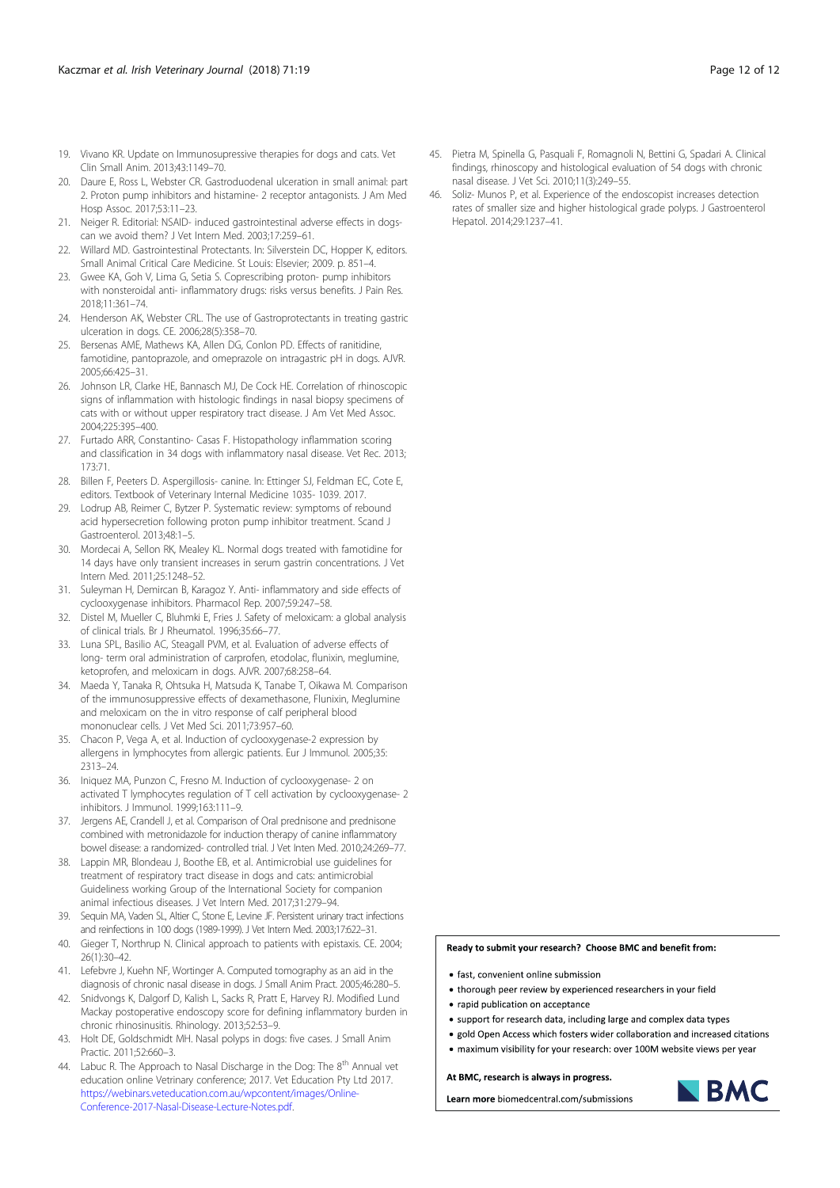19. Vivano KR. Update on Immunosupressive therapies for dogs and cats. Vet Clin Small Anim. 2013;43:1149–70.
20. Daure E, Ross L, Webster CR. Gastroduodenal ulceration in small animal: part 2. Proton pump inhibitors and histamine- 2 receptor antagonists. J Am Med Hosp Assoc. 2017;53:11–23.
21. Neiger R. Editorial: NSAID- induced gastrointestinal adverse effects in dogs- can we avoid them? J Vet Intern Med. 2003;17:259–61.
22. Willard MD. Gastrointestinal Protectants. In: Silverstein DC, Hopper K, editors. Small Animal Critical Care Medicine. St Louis: Elsevier; 2009. p. 851–4.
23. Gwee KA, Goh V, Lima G, Setia S. Coprescribing proton- pump inhibitors with nonsteroidal anti- inflammatory drugs: risks versus benefits. J Pain Res. 2018;11:361–74.
24. Henderson AK, Webster CRL. The use of Gastroprotectants in treating gastric ulceration in dogs. CE. 2006;28(5):358–70.
25. Bersenas AME, Mathews KA, Allen DG, Conlon PD. Effects of ranitidine, famotidine, pantoprazole, and omeprazole on intragastric pH in dogs. AJVR. 2005;66:425–31.
26. Johnson LR, Clarke HE, Bannasch MJ, De Cock HE. Correlation of rhinoscopic signs of inflammation with histologic findings in nasal biopsy specimens of cats with or without upper respiratory tract disease. J Am Vet Med Assoc. 2004;225:395–400.
27. Furtado ARR, Constantino- Casas F. Histopathology inflammation scoring and classification in 34 dogs with inflammatory nasal disease. Vet Rec. 2013; 173:71.
28. Billen F, Peeters D. Aspergillosis- canine. In: Ettinger SJ, Feldman EC, Cote E, editors. Textbook of Veterinary Internal Medicine 1035- 1039. 2017.
29. Lodrup AB, Reimer C, Bytzer P. Systematic review: symptoms of rebound acid hypersecretion following proton pump inhibitor treatment. Scand J Gastroenterol. 2013;48:1–5.
30. Mordecai A, Sellon RK, Mealey KL. Normal dogs treated with famotidine for 14 days have only transient increases in serum gastrin concentrations. J Vet Intern Med. 2011;25:1248–52.
31. Suleyman H, Demircan B, Karagoz Y. Anti- inflammatory and side effects of cyclooxygenase inhibitors. Pharmacol Rep. 2007;59:247–58.
32. Distel M, Mueller C, Bluhmki E, Fries J. Safety of meloxicam: a global analysis of clinical trials. Br J Rheumatol. 1996;35:66–77.
33. Luna SPL, Basilio AC, Steagall PVM, et al. Evaluation of adverse effects of long- term oral administration of carprofen, etodolac, flunixin, meglumine, ketoprofen, and meloxicam in dogs. AJVR. 2007;68:258–64.
34. Maeda Y, Tanaka R, Ohtsuka H, Matsuda K, Tanabe T, Oikawa M. Comparison of the immunosuppressive effects of dexamethasone, Flunixin, Meglumine and meloxicam on the in vitro response of calf peripheral blood mononuclear cells. J Vet Med Sci. 2011;73:957–60.
35. Chacon P, Vega A, et al. Induction of cyclooxygenase-2 expression by allergens in lymphocytes from allergic patients. Eur J Immunol. 2005;35: 2313–24.
36. Iniquez MA, Punzon C, Fresno M. Induction of cyclooxygenase- 2 on activated T lymphocytes regulation of T cell activation by cyclooxygenase- 2 inhibitors. J Immunol. 1999;163:111–9.
37. Jergens AE, Crandell J, et al. Comparison of Oral prednisone and prednisone combined with metronidazole for induction therapy of canine inflammatory bowel disease: a randomized- controlled trial. J Vet Inten Med. 2010;24:269–77.
38. Lappin MR, Blondeau J, Boothe EB, et al. Antimicrobial use guidelines for treatment of respiratory tract disease in dogs and cats: antimicrobial Guideliness working Group of the International Society for companion animal infectious diseases. J Vet Intern Med. 2017;31:279–94.
39. Sequin MA, Vaden SL, Altier C, Stone E, Levine JF. Persistent urinary tract infections and reinfections in 100 dogs (1989-1999). J Vet Intern Med. 2003;17:622–31.
40. Gieger T, Northrup N. Clinical approach to patients with epistaxis. CE. 2004; 26(1):30–42.
41. Lefebvre J, Kuehn NF, Wortinger A. Computed tomography as an aid in the diagnosis of chronic nasal disease in dogs. J Small Anim Pract. 2005;46:280–5.
42. Snidvongs K, Dalgorf D, Kalish L, Sacks R, Pratt E, Harvey RJ. Modified Lund Mackay postoperative endoscopy score for defining inflammatory burden in chronic rhinosinusitis. Rhinology. 2013;52:53–9.
43. Holt DE, Goldschmidt MH. Nasal polyps in dogs: five cases. J Small Anim Practic. 2011;52:660–3.
44. Labuc R. The Approach to Nasal Discharge in the Dog: The 8th Annual vet education online Vetrinary conference; 2017. Vet Education Pty Ltd 2017. https://webinars.veteducation.com.au/wpcontent/images/Online-Conference-2017-Nasal-Disease-Lecture-Notes.pdf.
45. Pietra M, Spinella G, Pasquali F, Romagnoli N, Bettini G, Spadari A. Clinical findings, rhinoscopy and histological evaluation of 54 dogs with chronic nasal disease. J Vet Sci. 2010;11(3):249–55.
46. Soliz- Munos P, et al. Experience of the endoscopist increases detection rates of smaller size and higher histological grade polyps. J Gastroenterol Hepatol. 2014;29:1237–41.

**Ready to submit your research? Choose BMC and benefit from:**

- fast, convenient online submission
- thorough peer review by experienced researchers in your field
- rapid publication on acceptance
- support for research data, including large and complex data types
- gold Open Access which fosters wider collaboration and increased citations
- maximum visibility for your research: over 100M website views per year

**At BMC, research is always in progress.**

**Learn more** biomedcentral.com/submissions

BMC